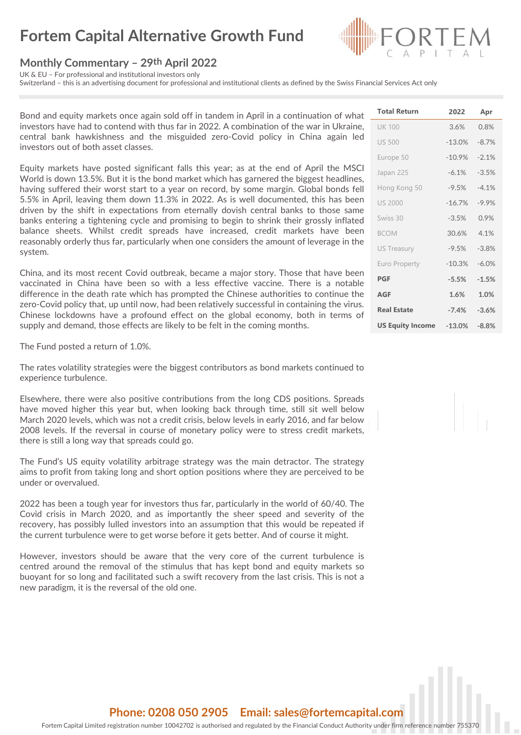# Fortem Capital Alternative Growth Fund

## Monthly Commentary – 29th April 2022

UK & EU – For professional and institutional investors only
Switzerland – this is an advertising document for professional and institutional clients as defined by the Swiss Financial Services Act only

| Total Return | 2022 | Apr |
|---|---|---|
| UK 100 | 3.6% | 0.8% |
| US 500 | -13.0% | -8.7% |
| Europe 50 | -10.9% | -2.1% |
| Japan 225 | -6.1% | -3.5% |
| Hong Kong 50 | -9.5% | -4.1% |
| US 2000 | -16.7% | -9.9% |
| Swiss 30 | -3.5% | 0.9% |
| BCOM | 30.6% | 4.1% |
| US Treasury | -9.5% | -3.8% |
| Euro Property | -10.3% | -6.0% |
| **PGF** | **-5.5%** | **-1.5%** |
| **AGF** | **1.6%** | **1.0%** |
| **Real Estate** | **-7.4%** | **-3.6%** |
| **US Equity Income** | **-13.0%** | **-8.8%** |

Bond and equity markets once again sold off in tandem in April in a continuation of what investors have had to contend with thus far in 2022. A combination of the war in Ukraine, central bank hawkishness and the misguided zero-Covid policy in China again led investors out of both asset classes.

Equity markets have posted significant falls this year; as at the end of April the MSCI World is down 13.5%. But it is the bond market which has garnered the biggest headlines, having suffered their worst start to a year on record, by some margin. Global bonds fell 5.5% in April, leaving them down 11.3% in 2022. As is well documented, this has been driven by the shift in expectations from eternally dovish central banks to those same banks entering a tightening cycle and promising to begin to shrink their grossly inflated balance sheets. Whilst credit spreads have increased, credit markets have been reasonably orderly thus far, particularly when one considers the amount of leverage in the system.

China, and its most recent Covid outbreak, became a major story. Those that have been vaccinated in China have been so with a less effective vaccine. There is a notable difference in the death rate which has prompted the Chinese authorities to continue the zero-Covid policy that, up until now, had been relatively successful in containing the virus. Chinese lockdowns have a profound effect on the global economy, both in terms of supply and demand, those effects are likely to be felt in the coming months.

The Fund posted a return of 1.0%.

The rates volatility strategies were the biggest contributors as bond markets continued to experience turbulence.

Elsewhere, there were also positive contributions from the long CDS positions. Spreads have moved higher this year but, when looking back through time, still sit well below March 2020 levels, which was not a credit crisis, below levels in early 2016, and far below 2008 levels. If the reversal in course of monetary policy were to stress credit markets, there is still a long way that spreads could go.

The Fund's US equity volatility arbitrage strategy was the main detractor. The strategy aims to profit from taking long and short option positions where they are perceived to be under or overvalued.

2022 has been a tough year for investors thus far, particularly in the world of 60/40. The Covid crisis in March 2020, and as importantly the sheer speed and severity of the recovery, has possibly lulled investors into an assumption that this would be repeated if the current turbulence were to get worse before it gets better. And of course it might.

However, investors should be aware that the very core of the current turbulence is centred around the removal of the stimulus that has kept bond and equity markets so buoyant for so long and facilitated such a swift recovery from the last crisis. This is not a new paradigm, it is the reversal of the old one.

**Phone: 0208 050 2905 Email: sales@fortemcapital.com**

Fortem Capital Limited registration number 10042702 is authorised and regulated by the Financial Conduct Authority under firm reference number 755370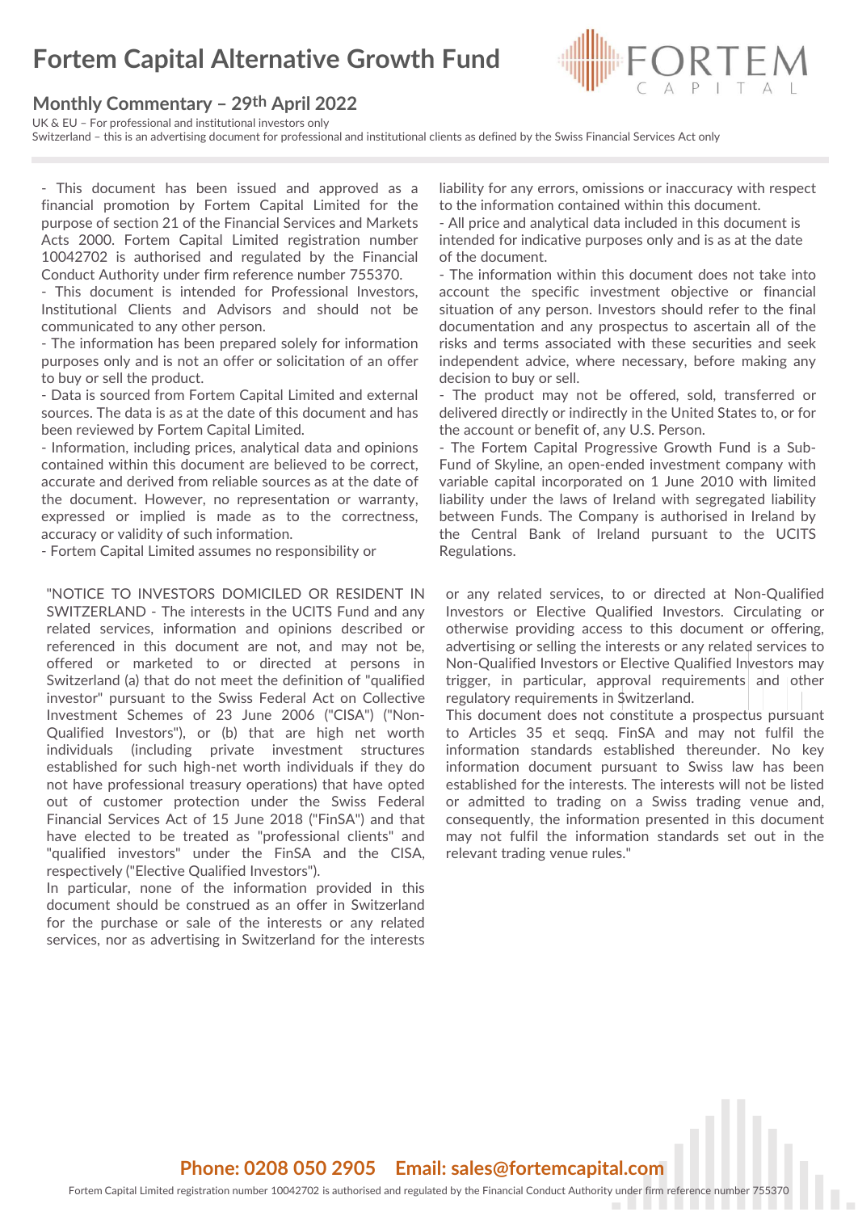# Fortem Capital Alternative Growth Fund

## Monthly Commentary – 29th April 2022

UK & EU – For professional and institutional investors only
Switzerland – this is an advertising document for professional and institutional clients as defined by the Swiss Financial Services Act only

- This document has been issued and approved as a financial promotion by Fortem Capital Limited for the purpose of section 21 of the Financial Services and Markets Acts 2000. Fortem Capital Limited registration number 10042702 is authorised and regulated by the Financial Conduct Authority under firm reference number 755370.
- This document is intended for Professional Investors, Institutional Clients and Advisors and should not be communicated to any other person.
- The information has been prepared solely for information purposes only and is not an offer or solicitation of an offer to buy or sell the product.
- Data is sourced from Fortem Capital Limited and external sources. The data is as at the date of this document and has been reviewed by Fortem Capital Limited.
- Information, including prices, analytical data and opinions contained within this document are believed to be correct, accurate and derived from reliable sources as at the date of the document. However, no representation or warranty, expressed or implied is made as to the correctness, accuracy or validity of such information.
- Fortem Capital Limited assumes no responsibility or liability for any errors, omissions or inaccuracy with respect to the information contained within this document.
- All price and analytical data included in this document is intended for indicative purposes only and is as at the date of the document.
- The information within this document does not take into account the specific investment objective or financial situation of any person. Investors should refer to the final documentation and any prospectus to ascertain all of the risks and terms associated with these securities and seek independent advice, where necessary, before making any decision to buy or sell.
- The product may not be offered, sold, transferred or delivered directly or indirectly in the United States to, or for the account or benefit of, any U.S. Person.
- The Fortem Capital Progressive Growth Fund is a Sub-Fund of Skyline, an open-ended investment company with variable capital incorporated on 1 June 2010 with limited liability under the laws of Ireland with segregated liability between Funds. The Company is authorised in Ireland by the Central Bank of Ireland pursuant to the UCITS Regulations.

"NOTICE TO INVESTORS DOMICILED OR RESIDENT IN SWITZERLAND - The interests in the UCITS Fund and any related services, information and opinions described or referenced in this document are not, and may not be, offered or marketed to or directed at persons in Switzerland (a) that do not meet the definition of "qualified investor" pursuant to the Swiss Federal Act on Collective Investment Schemes of 23 June 2006 ("CISA") ("Non-Qualified Investors"), or (b) that are high net worth individuals (including private investment structures established for such high-net worth individuals if they do not have professional treasury operations) that have opted out of customer protection under the Swiss Federal Financial Services Act of 15 June 2018 ("FinSA") and that have elected to be treated as "professional clients" and "qualified investors" under the FinSA and the CISA, respectively ("Elective Qualified Investors").

In particular, none of the information provided in this document should be construed as an offer in Switzerland for the purchase or sale of the interests or any related services, nor as advertising in Switzerland for the interests or any related services, to or directed at Non-Qualified Investors or Elective Qualified Investors. Circulating or otherwise providing access to this document or offering, advertising or selling the interests or any related services to Non-Qualified Investors or Elective Qualified Investors may trigger, in particular, approval requirements and other regulatory requirements in Switzerland.

This document does not constitute a prospectus pursuant to Articles 35 et seqq. FinSA and may not fulfil the information standards established thereunder. No key information document pursuant to Swiss law has been established for the interests. The interests will not be listed or admitted to trading on a Swiss trading venue and, consequently, the information presented in this document may not fulfil the information standards set out in the relevant trading venue rules."

**Phone: 0208 050 2905 Email: sales@fortemcapital.com**

Fortem Capital Limited registration number 10042702 is authorised and regulated by the Financial Conduct Authority under firm reference number 755370